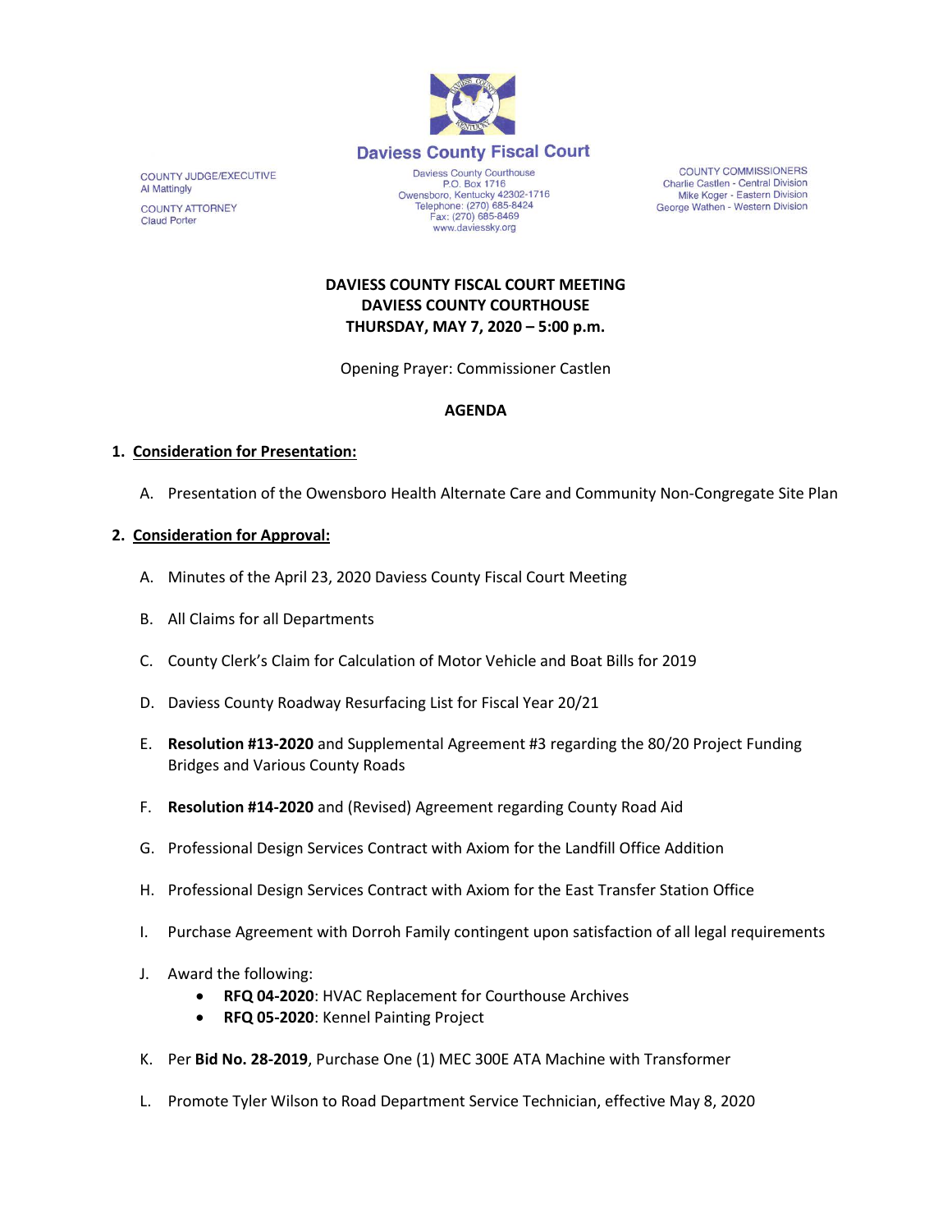# Daviess County Fiscal Court

COUNTY JUDGE/EXECUTIVE
Al Mattingly

COUNTY ATTORNEY
Claud Porter

Daviess County Courthouse
P.O. Box 1716
Owensboro, Kentucky 42302-1716
Telephone: (270) 685-8424
Fax: (270) 685-8469
www.daviessky.org

COUNTY COMMISSIONERS
Charlie Castlen - Central Division
Mike Koger - Eastern Division
George Wathen - Western Division

**DAVIESS COUNTY FISCAL COURT MEETING**
**DAVIESS COUNTY COURTHOUSE**
**THURSDAY, MAY 7, 2020 – 5:00 p.m.**

Opening Prayer: Commissioner Castlen

**AGENDA**

1. **Consideration for Presentation:**

   A. Presentation of the Owensboro Health Alternate Care and Community Non-Congregate Site Plan

2. **Consideration for Approval:**

   A. Minutes of the April 23, 2020 Daviess County Fiscal Court Meeting

   B. All Claims for all Departments

   C. County Clerk's Claim for Calculation of Motor Vehicle and Boat Bills for 2019

   D. Daviess County Roadway Resurfacing List for Fiscal Year 20/21

   E. **Resolution #13-2020** and Supplemental Agreement #3 regarding the 80/20 Project Funding Bridges and Various County Roads

   F. **Resolution #14-2020** and (Revised) Agreement regarding County Road Aid

   G. Professional Design Services Contract with Axiom for the Landfill Office Addition

   H. Professional Design Services Contract with Axiom for the East Transfer Station Office

   I. Purchase Agreement with Dorroh Family contingent upon satisfaction of all legal requirements

   J. Award the following:
      - **RFQ 04-2020**: HVAC Replacement for Courthouse Archives
      - **RFQ 05-2020**: Kennel Painting Project

   K. Per **Bid No. 28-2019**, Purchase One (1) MEC 300E ATA Machine with Transformer

   L. Promote Tyler Wilson to Road Department Service Technician, effective May 8, 2020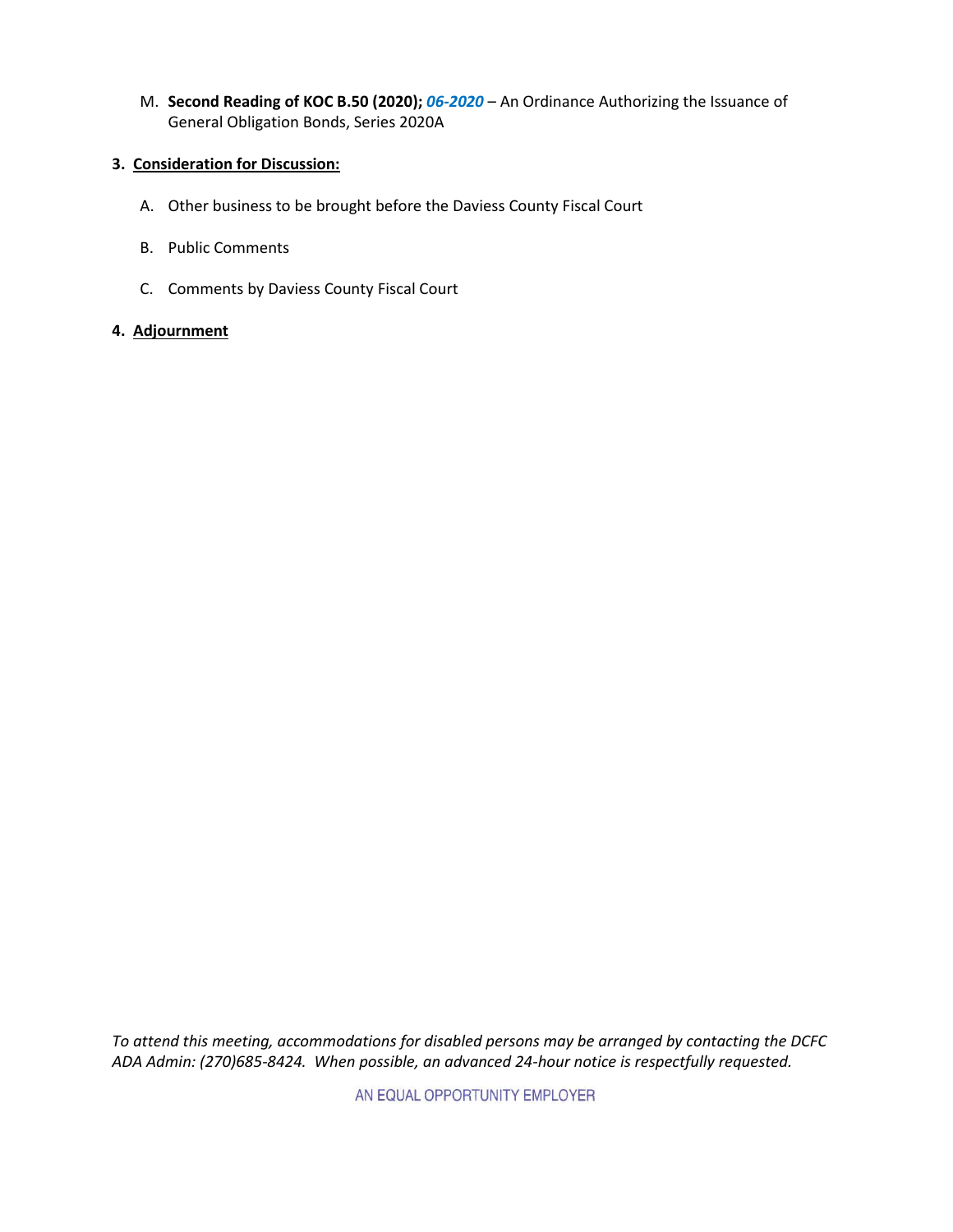M. **Second Reading of KOC B.50 (2020);** ***06-2020*** – An Ordinance Authorizing the Issuance of General Obligation Bonds, Series 2020A

3. **Consideration for Discussion:**

   A. Other business to be brought before the Daviess County Fiscal Court

   B. Public Comments

   C. Comments by Daviess County Fiscal Court

4. **Adjournment**

*To attend this meeting, accommodations for disabled persons may be arranged by contacting the DCFC ADA Admin: (270)685-8424. When possible, an advanced 24-hour notice is respectfully requested.*

AN EQUAL OPPORTUNITY EMPLOYER